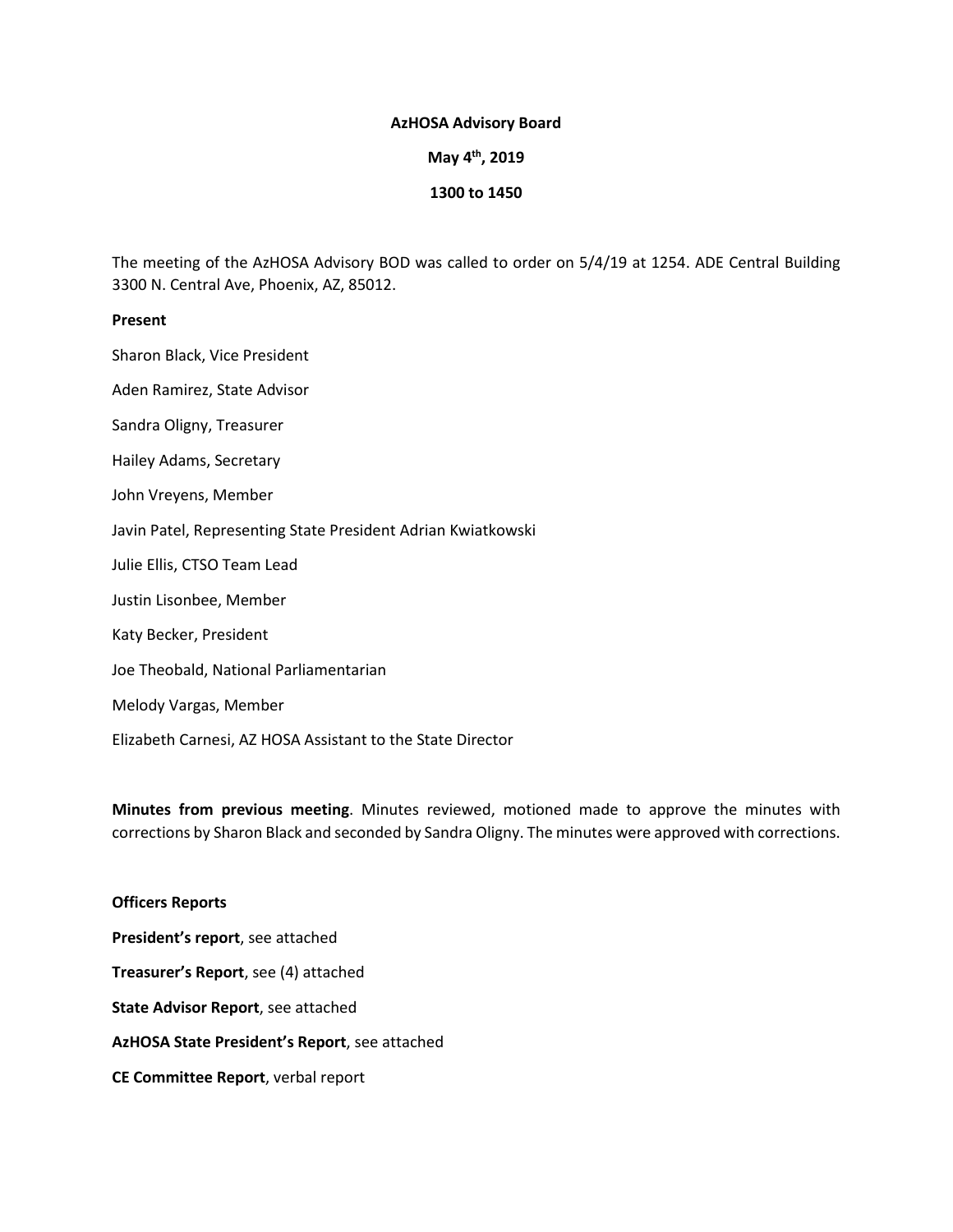**AzHOSA Advisory Board**

**May 4th, 2019**

**1300 to 1450**

The meeting of the AzHOSA Advisory BOD was called to order on 5/4/19 at 1254. ADE Central Building 3300 N. Central Ave, Phoenix, AZ, 85012.

**Present**

Sharon Black, Vice President

Aden Ramirez, State Advisor

Sandra Oligny, Treasurer

Hailey Adams, Secretary

John Vreyens, Member

Javin Patel, Representing State President Adrian Kwiatkowski

Julie Ellis, CTSO Team Lead

Justin Lisonbee, Member

Katy Becker, President

Joe Theobald, National Parliamentarian

Melody Vargas, Member

Elizabeth Carnesi, AZ HOSA Assistant to the State Director

**Minutes from previous meeting**. Minutes reviewed, motioned made to approve the minutes with corrections by Sharon Black and seconded by Sandra Oligny. The minutes were approved with corrections.

**Officers Reports**

**President's report**, see attached

**Treasurer's Report**, see (4) attached

**State Advisor Report**, see attached

**AzHOSA State President's Report**, see attached

**CE Committee Report**, verbal report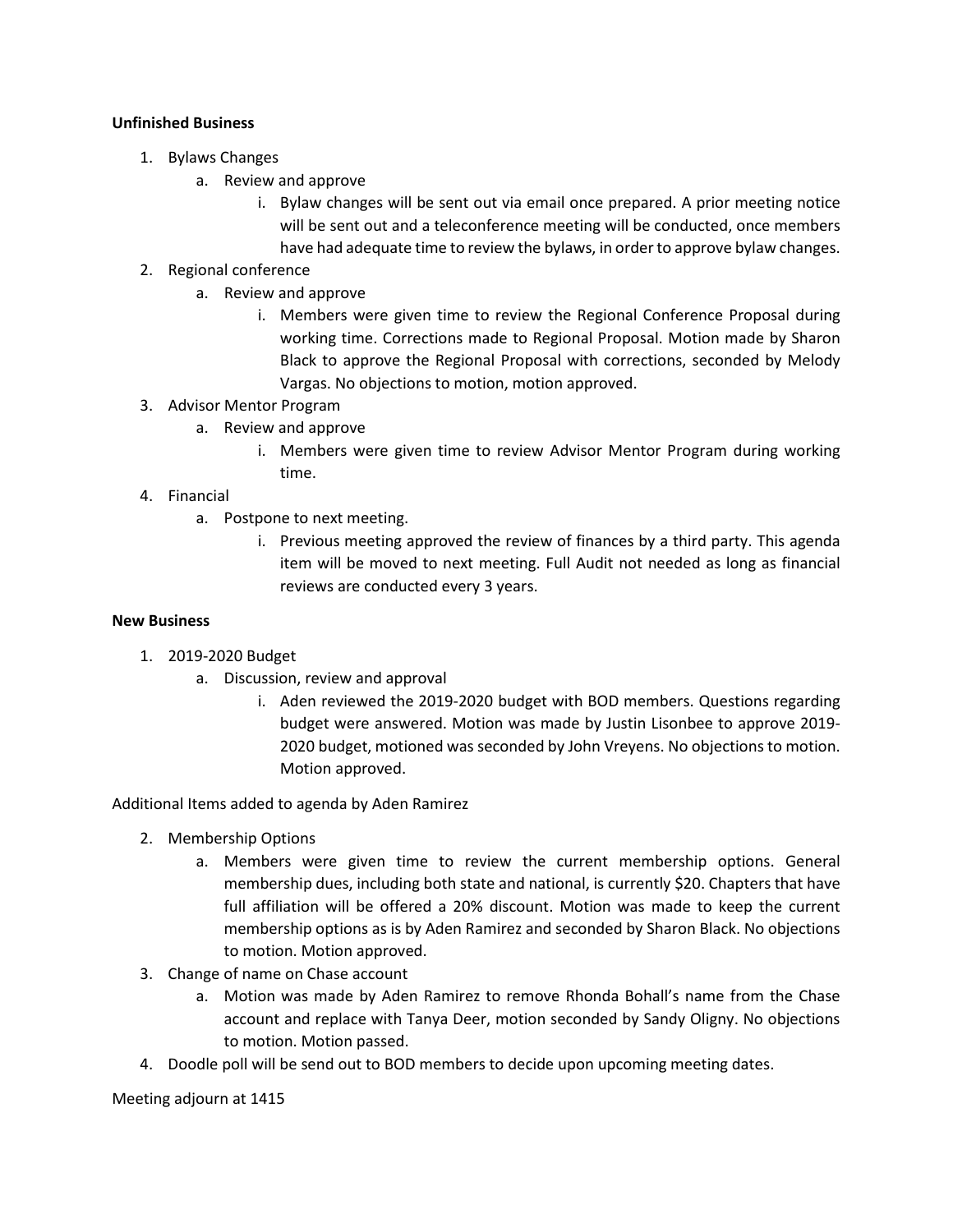**Unfinished Business**

1. Bylaws Changes
    a. Review and approve
        i. Bylaw changes will be sent out via email once prepared. A prior meeting notice will be sent out and a teleconference meeting will be conducted, once members have had adequate time to review the bylaws, in order to approve bylaw changes.
2. Regional conference
    a. Review and approve
        i. Members were given time to review the Regional Conference Proposal during working time. Corrections made to Regional Proposal. Motion made by Sharon Black to approve the Regional Proposal with corrections, seconded by Melody Vargas. No objections to motion, motion approved.
3. Advisor Mentor Program
    a. Review and approve
        i. Members were given time to review Advisor Mentor Program during working time.
4. Financial
    a. Postpone to next meeting.
        i. Previous meeting approved the review of finances by a third party. This agenda item will be moved to next meeting. Full Audit not needed as long as financial reviews are conducted every 3 years.

**New Business**

1. 2019-2020 Budget
    a. Discussion, review and approval
        i. Aden reviewed the 2019-2020 budget with BOD members. Questions regarding budget were answered. Motion was made by Justin Lisonbee to approve 2019-2020 budget, motioned was seconded by John Vreyens. No objections to motion. Motion approved.

Additional Items added to agenda by Aden Ramirez

2. Membership Options
    a. Members were given time to review the current membership options. General membership dues, including both state and national, is currently $20. Chapters that have full affiliation will be offered a 20% discount. Motion was made to keep the current membership options as is by Aden Ramirez and seconded by Sharon Black. No objections to motion. Motion approved.
3. Change of name on Chase account
    a. Motion was made by Aden Ramirez to remove Rhonda Bohall's name from the Chase account and replace with Tanya Deer, motion seconded by Sandy Oligny. No objections to motion. Motion passed.
4. Doodle poll will be send out to BOD members to decide upon upcoming meeting dates.

Meeting adjourn at 1415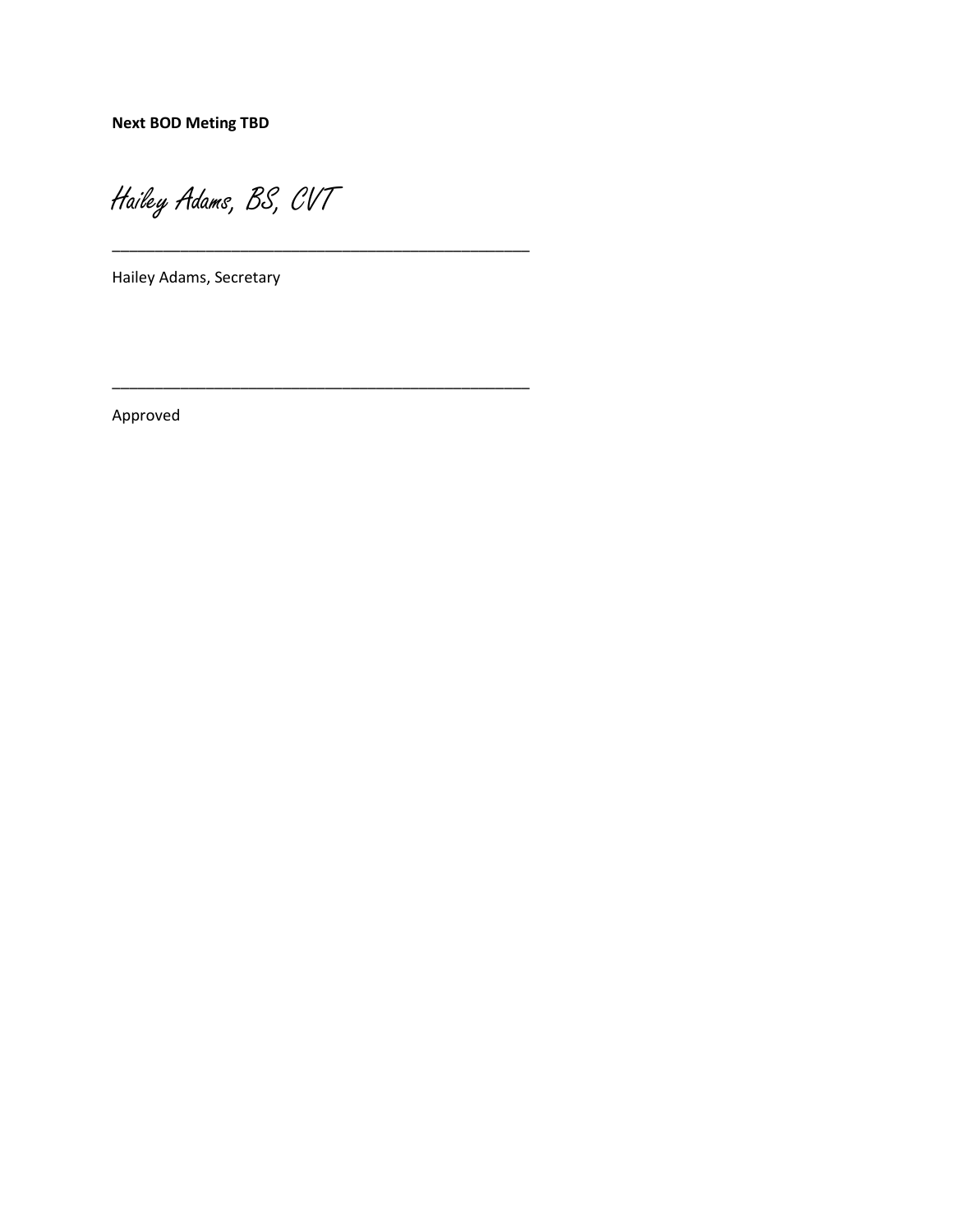**Next BOD Meting TBD**

*Hailey Adams, BS, CVT*

\_\_\_\_\_\_\_\_\_\_\_\_\_\_\_\_\_\_\_\_\_\_\_\_\_\_\_\_\_\_\_\_\_\_\_\_\_\_\_\_\_\_\_\_\_\_\_\_

Hailey Adams, Secretary

\_\_\_\_\_\_\_\_\_\_\_\_\_\_\_\_\_\_\_\_\_\_\_\_\_\_\_\_\_\_\_\_\_\_\_\_\_\_\_\_\_\_\_\_\_\_\_\_

Approved